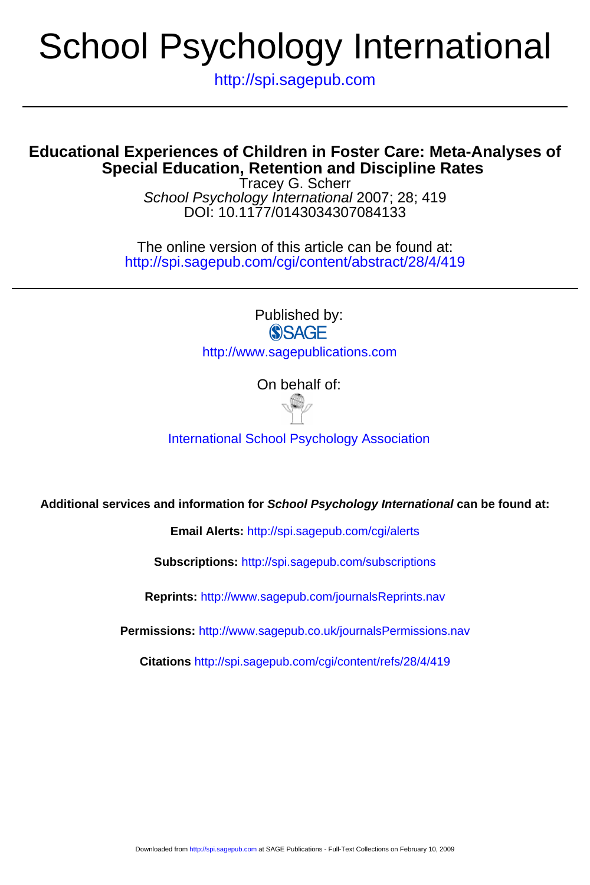# School Psychology International

http://spi.sagepub.com

## Educational Experiences of Children in Foster Care: Meta-Analyses of Special Education, Retention and Discipline Rates

Tracey G. Scherr

*School Psychology International* 2007; 28; 419

DOI: 10.1177/0143034307084133

The online version of this article can be found at:
http://spi.sagepub.com/cgi/content/abstract/28/4/419

Published by:

SAGE

http://www.sagepublications.com

On behalf of:

International School Psychology Association

**Additional services and information for *School Psychology International* can be found at:**

**Email Alerts:** http://spi.sagepub.com/cgi/alerts

**Subscriptions:** http://spi.sagepub.com/subscriptions

**Reprints:** http://www.sagepub.com/journalsReprints.nav

**Permissions:** http://www.sagepub.co.uk/journalsPermissions.nav

**Citations** http://spi.sagepub.com/cgi/content/refs/28/4/419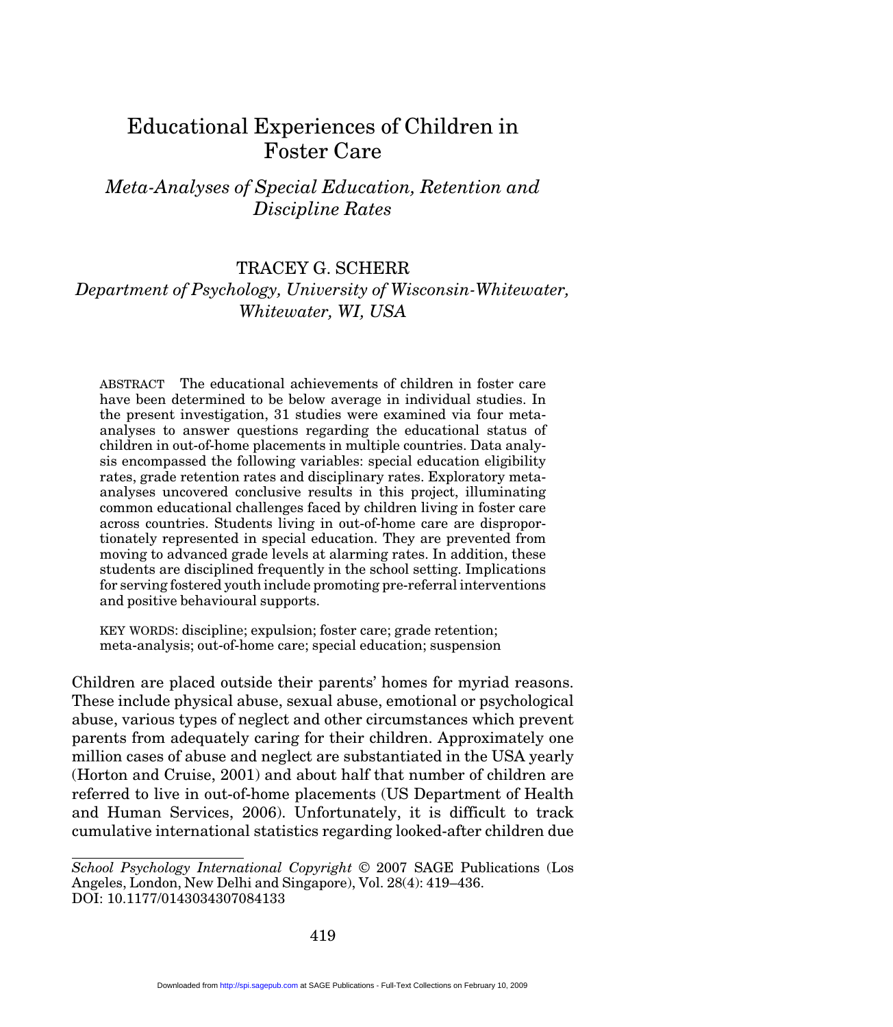# Educational Experiences of Children in Foster Care

## *Meta-Analyses of Special Education, Retention and Discipline Rates*

TRACEY G. SCHERR

*Department of Psychology, University of Wisconsin-Whitewater, Whitewater, WI, USA*

ABSTRACT The educational achievements of children in foster care have been determined to be below average in individual studies. In the present investigation, 31 studies were examined via four meta-analyses to answer questions regarding the educational status of children in out-of-home placements in multiple countries. Data analysis encompassed the following variables: special education eligibility rates, grade retention rates and disciplinary rates. Exploratory meta-analyses uncovered conclusive results in this project, illuminating common educational challenges faced by children living in foster care across countries. Students living in out-of-home care are disproportionately represented in special education. They are prevented from moving to advanced grade levels at alarming rates. In addition, these students are disciplined frequently in the school setting. Implications for serving fostered youth include promoting pre-referral interventions and positive behavioural supports.

KEY WORDS: discipline; expulsion; foster care; grade retention; meta-analysis; out-of-home care; special education; suspension

Children are placed outside their parents' homes for myriad reasons. These include physical abuse, sexual abuse, emotional or psychological abuse, various types of neglect and other circumstances which prevent parents from adequately caring for their children. Approximately one million cases of abuse and neglect are substantiated in the USA yearly (Horton and Cruise, 2001) and about half that number of children are referred to live in out-of-home placements (US Department of Health and Human Services, 2006). Unfortunately, it is difficult to track cumulative international statistics regarding looked-after children due

*School Psychology International Copyright* © 2007 SAGE Publications (Los Angeles, London, New Delhi and Singapore), Vol. 28(4): 419–436. DOI: 10.1177/0143034307084133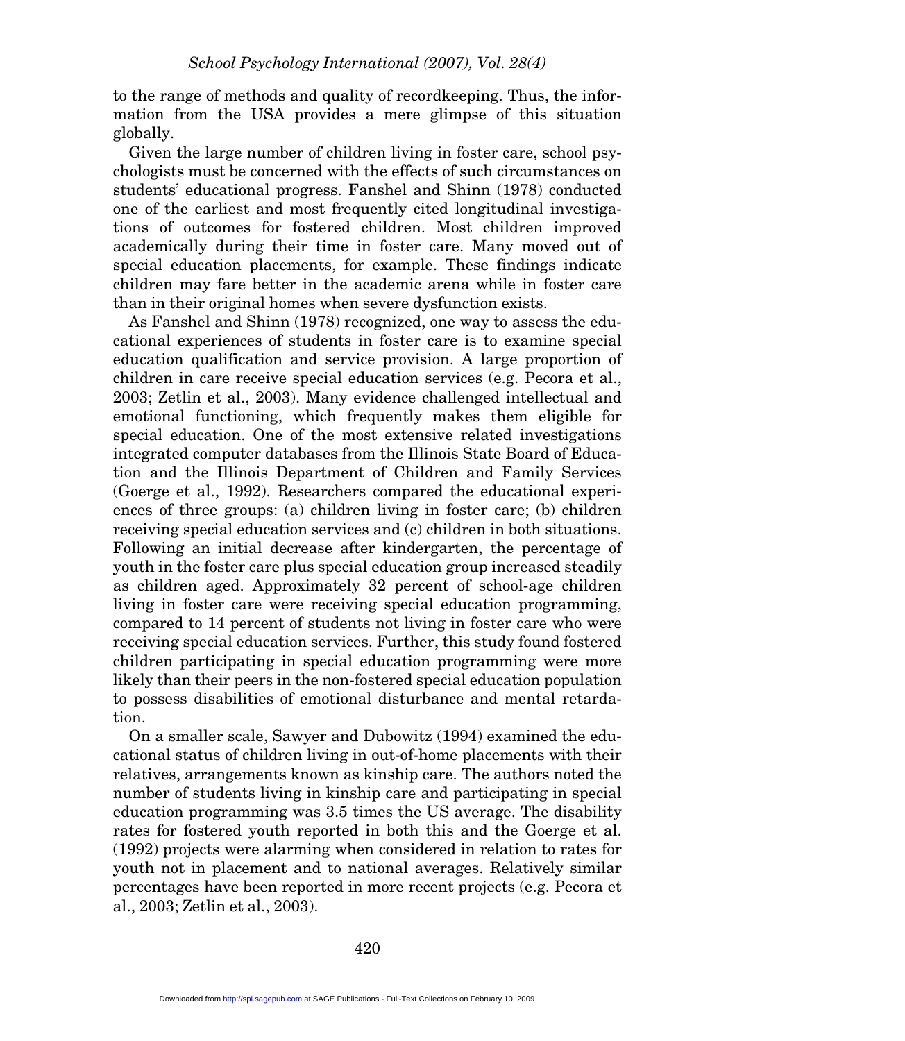to the range of methods and quality of recordkeeping. Thus, the information from the USA provides a mere glimpse of this situation globally.

Given the large number of children living in foster care, school psychologists must be concerned with the effects of such circumstances on students' educational progress. Fanshel and Shinn (1978) conducted one of the earliest and most frequently cited longitudinal investigations of outcomes for fostered children. Most children improved academically during their time in foster care. Many moved out of special education placements, for example. These findings indicate children may fare better in the academic arena while in foster care than in their original homes when severe dysfunction exists.

As Fanshel and Shinn (1978) recognized, one way to assess the educational experiences of students in foster care is to examine special education qualification and service provision. A large proportion of children in care receive special education services (e.g. Pecora et al., 2003; Zetlin et al., 2003). Many evidence challenged intellectual and emotional functioning, which frequently makes them eligible for special education. One of the most extensive related investigations integrated computer databases from the Illinois State Board of Education and the Illinois Department of Children and Family Services (Goerge et al., 1992). Researchers compared the educational experiences of three groups: (a) children living in foster care; (b) children receiving special education services and (c) children in both situations. Following an initial decrease after kindergarten, the percentage of youth in the foster care plus special education group increased steadily as children aged. Approximately 32 percent of school-age children living in foster care were receiving special education programming, compared to 14 percent of students not living in foster care who were receiving special education services. Further, this study found fostered children participating in special education programming were more likely than their peers in the non-fostered special education population to possess disabilities of emotional disturbance and mental retardation.

On a smaller scale, Sawyer and Dubowitz (1994) examined the educational status of children living in out-of-home placements with their relatives, arrangements known as kinship care. The authors noted the number of students living in kinship care and participating in special education programming was 3.5 times the US average. The disability rates for fostered youth reported in both this and the Goerge et al. (1992) projects were alarming when considered in relation to rates for youth not in placement and to national averages. Relatively similar percentages have been reported in more recent projects (e.g. Pecora et al., 2003; Zetlin et al., 2003).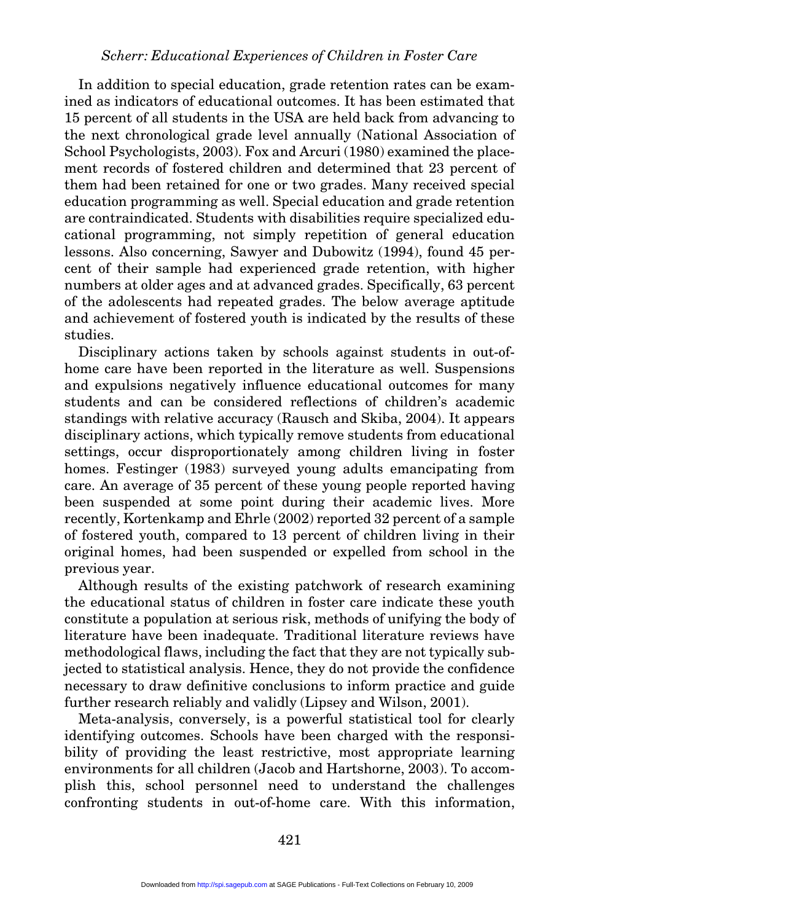In addition to special education, grade retention rates can be examined as indicators of educational outcomes. It has been estimated that 15 percent of all students in the USA are held back from advancing to the next chronological grade level annually (National Association of School Psychologists, 2003). Fox and Arcuri (1980) examined the placement records of fostered children and determined that 23 percent of them had been retained for one or two grades. Many received special education programming as well. Special education and grade retention are contraindicated. Students with disabilities require specialized educational programming, not simply repetition of general education lessons. Also concerning, Sawyer and Dubowitz (1994), found 45 percent of their sample had experienced grade retention, with higher numbers at older ages and at advanced grades. Specifically, 63 percent of the adolescents had repeated grades. The below average aptitude and achievement of fostered youth is indicated by the results of these studies.

Disciplinary actions taken by schools against students in out-of-home care have been reported in the literature as well. Suspensions and expulsions negatively influence educational outcomes for many students and can be considered reflections of children's academic standings with relative accuracy (Rausch and Skiba, 2004). It appears disciplinary actions, which typically remove students from educational settings, occur disproportionately among children living in foster homes. Festinger (1983) surveyed young adults emancipating from care. An average of 35 percent of these young people reported having been suspended at some point during their academic lives. More recently, Kortenkamp and Ehrle (2002) reported 32 percent of a sample of fostered youth, compared to 13 percent of children living in their original homes, had been suspended or expelled from school in the previous year.

Although results of the existing patchwork of research examining the educational status of children in foster care indicate these youth constitute a population at serious risk, methods of unifying the body of literature have been inadequate. Traditional literature reviews have methodological flaws, including the fact that they are not typically subjected to statistical analysis. Hence, they do not provide the confidence necessary to draw definitive conclusions to inform practice and guide further research reliably and validly (Lipsey and Wilson, 2001).

Meta-analysis, conversely, is a powerful statistical tool for clearly identifying outcomes. Schools have been charged with the responsibility of providing the least restrictive, most appropriate learning environments for all children (Jacob and Hartshorne, 2003). To accomplish this, school personnel need to understand the challenges confronting students in out-of-home care. With this information,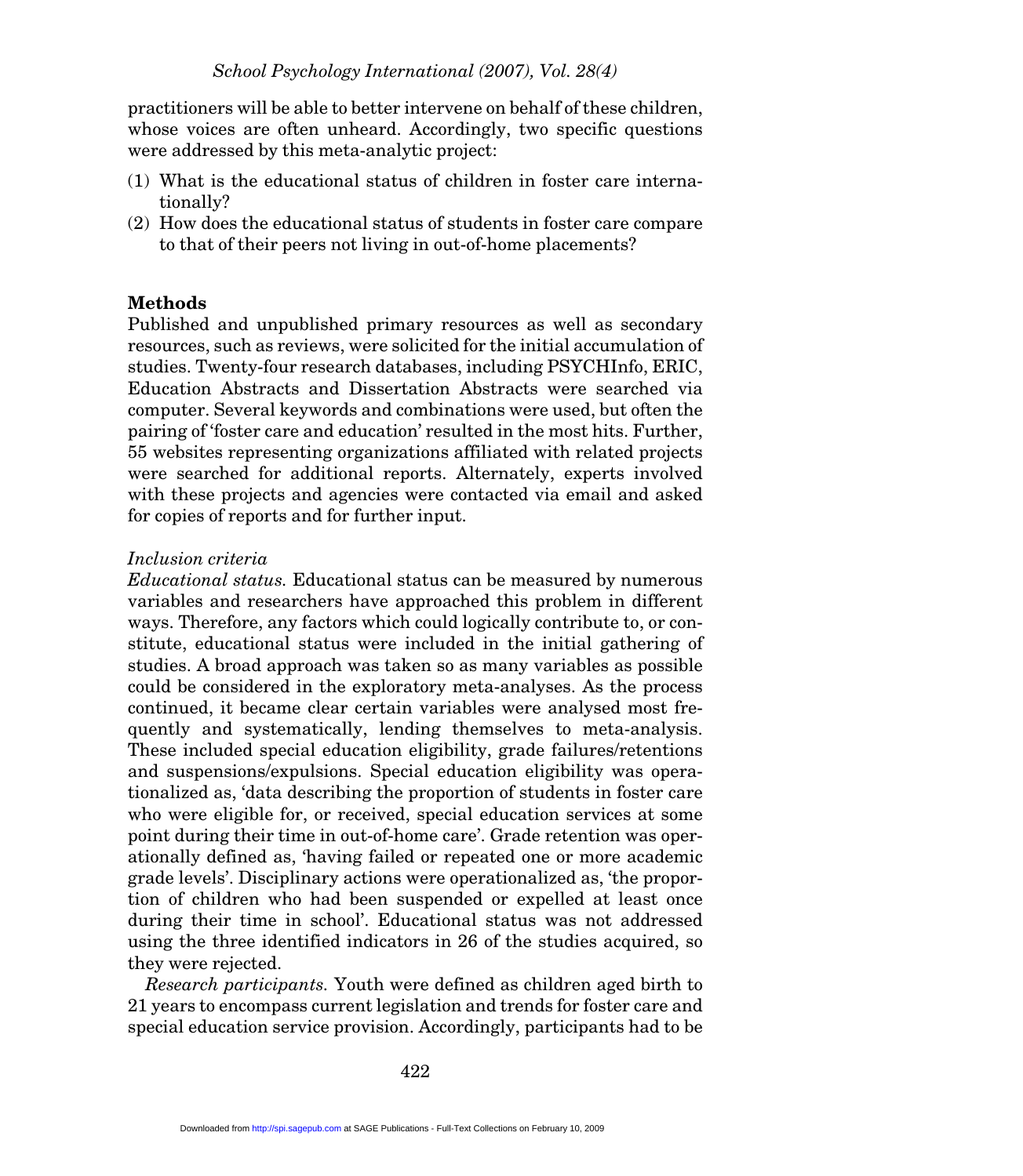practitioners will be able to better intervene on behalf of these children, whose voices are often unheard. Accordingly, two specific questions were addressed by this meta-analytic project:

(1) What is the educational status of children in foster care internationally?
(2) How does the educational status of students in foster care compare to that of their peers not living in out-of-home placements?

## Methods

Published and unpublished primary resources as well as secondary resources, such as reviews, were solicited for the initial accumulation of studies. Twenty-four research databases, including PSYCHInfo, ERIC, Education Abstracts and Dissertation Abstracts were searched via computer. Several keywords and combinations were used, but often the pairing of 'foster care and education' resulted in the most hits. Further, 55 websites representing organizations affiliated with related projects were searched for additional reports. Alternately, experts involved with these projects and agencies were contacted via email and asked for copies of reports and for further input.

### *Inclusion criteria*

*Educational status.* Educational status can be measured by numerous variables and researchers have approached this problem in different ways. Therefore, any factors which could logically contribute to, or constitute, educational status were included in the initial gathering of studies. A broad approach was taken so as many variables as possible could be considered in the exploratory meta-analyses. As the process continued, it became clear certain variables were analysed most frequently and systematically, lending themselves to meta-analysis. These included special education eligibility, grade failures/retentions and suspensions/expulsions. Special education eligibility was operationalized as, 'data describing the proportion of students in foster care who were eligible for, or received, special education services at some point during their time in out-of-home care'. Grade retention was operationally defined as, 'having failed or repeated one or more academic grade levels'. Disciplinary actions were operationalized as, 'the proportion of children who had been suspended or expelled at least once during their time in school'. Educational status was not addressed using the three identified indicators in 26 of the studies acquired, so they were rejected.

*Research participants.* Youth were defined as children aged birth to 21 years to encompass current legislation and trends for foster care and special education service provision. Accordingly, participants had to be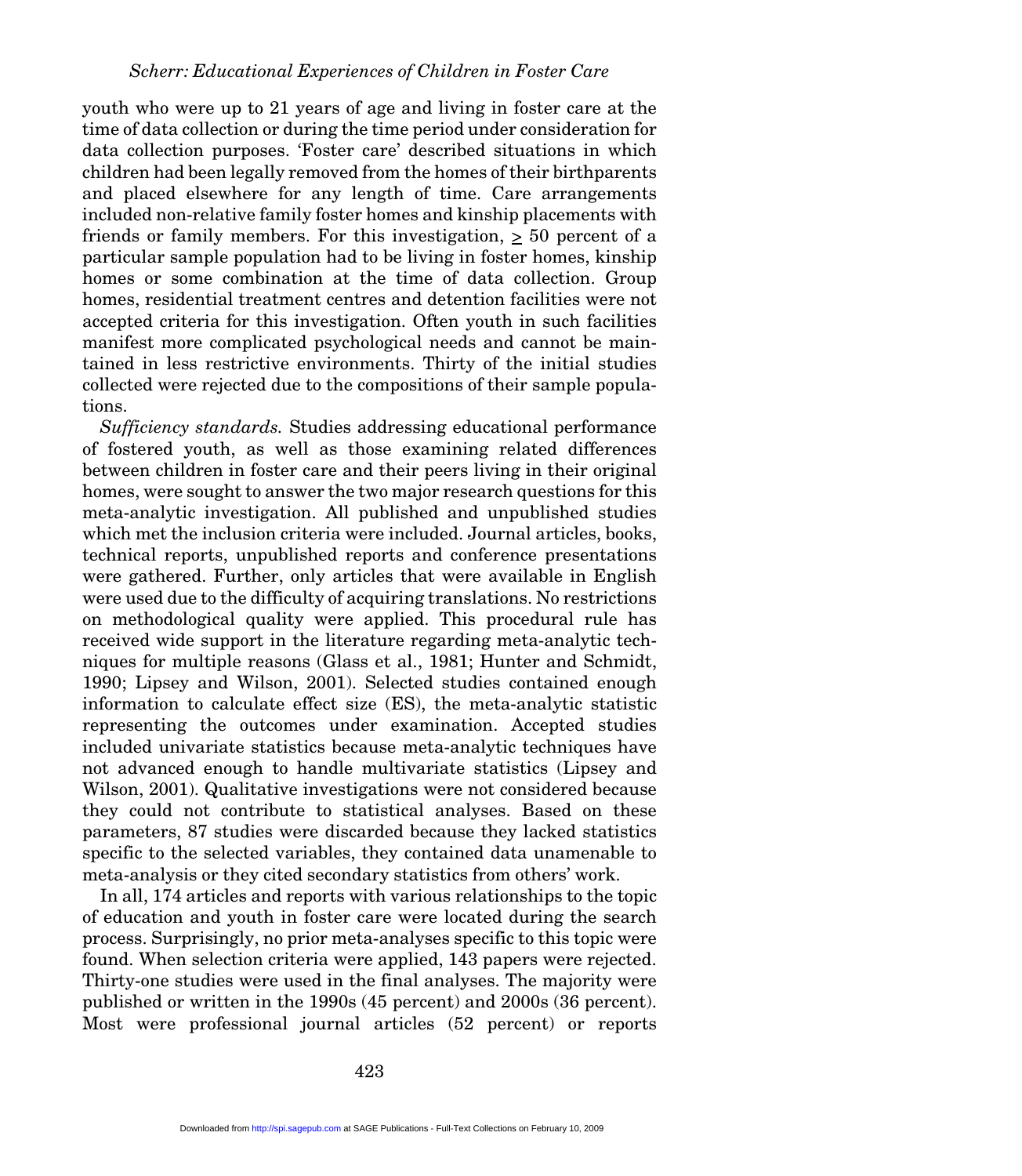youth who were up to 21 years of age and living in foster care at the time of data collection or during the time period under consideration for data collection purposes. 'Foster care' described situations in which children had been legally removed from the homes of their birthparents and placed elsewhere for any length of time. Care arrangements included non-relative family foster homes and kinship placements with friends or family members. For this investigation, $\geq$ 50 percent of a particular sample population had to be living in foster homes, kinship homes or some combination at the time of data collection. Group homes, residential treatment centres and detention facilities were not accepted criteria for this investigation. Often youth in such facilities manifest more complicated psychological needs and cannot be maintained in less restrictive environments. Thirty of the initial studies collected were rejected due to the compositions of their sample populations.

*Sufficiency standards.* Studies addressing educational performance of fostered youth, as well as those examining related differences between children in foster care and their peers living in their original homes, were sought to answer the two major research questions for this meta-analytic investigation. All published and unpublished studies which met the inclusion criteria were included. Journal articles, books, technical reports, unpublished reports and conference presentations were gathered. Further, only articles that were available in English were used due to the difficulty of acquiring translations. No restrictions on methodological quality were applied. This procedural rule has received wide support in the literature regarding meta-analytic techniques for multiple reasons (Glass et al., 1981; Hunter and Schmidt, 1990; Lipsey and Wilson, 2001). Selected studies contained enough information to calculate effect size (ES), the meta-analytic statistic representing the outcomes under examination. Accepted studies included univariate statistics because meta-analytic techniques have not advanced enough to handle multivariate statistics (Lipsey and Wilson, 2001). Qualitative investigations were not considered because they could not contribute to statistical analyses. Based on these parameters, 87 studies were discarded because they lacked statistics specific to the selected variables, they contained data unamenable to meta-analysis or they cited secondary statistics from others' work.

In all, 174 articles and reports with various relationships to the topic of education and youth in foster care were located during the search process. Surprisingly, no prior meta-analyses specific to this topic were found. When selection criteria were applied, 143 papers were rejected. Thirty-one studies were used in the final analyses. The majority were published or written in the 1990s (45 percent) and 2000s (36 percent). Most were professional journal articles (52 percent) or reports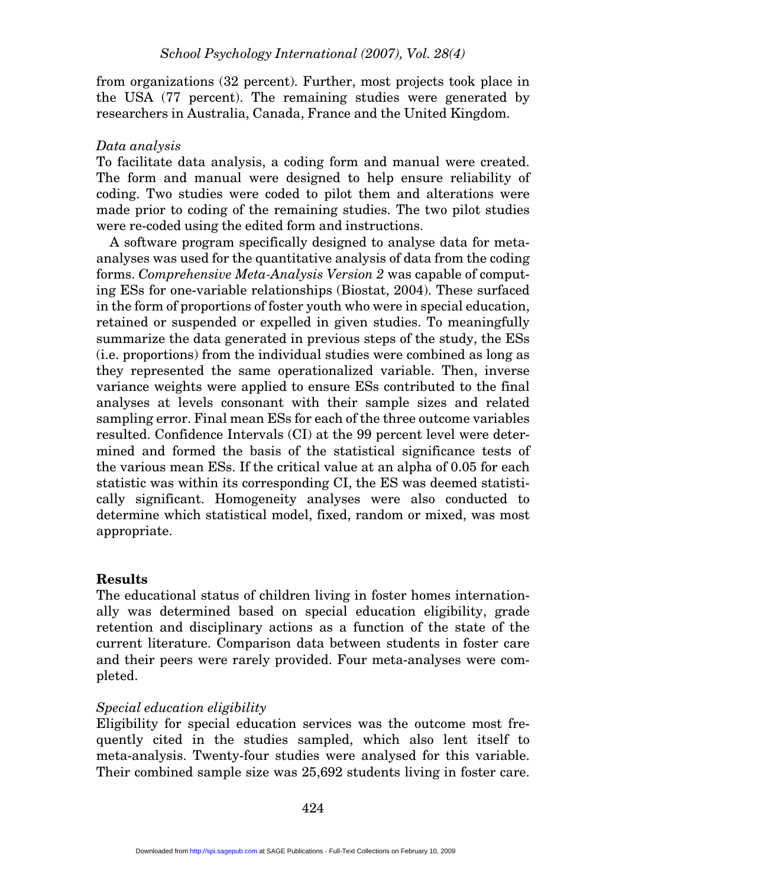from organizations (32 percent). Further, most projects took place in the USA (77 percent). The remaining studies were generated by researchers in Australia, Canada, France and the United Kingdom.

*Data analysis*

To facilitate data analysis, a coding form and manual were created. The form and manual were designed to help ensure reliability of coding. Two studies were coded to pilot them and alterations were made prior to coding of the remaining studies. The two pilot studies were re-coded using the edited form and instructions.

A software program specifically designed to analyse data for meta-analyses was used for the quantitative analysis of data from the coding forms. *Comprehensive Meta-Analysis Version 2* was capable of computing ESs for one-variable relationships (Biostat, 2004). These surfaced in the form of proportions of foster youth who were in special education, retained or suspended or expelled in given studies. To meaningfully summarize the data generated in previous steps of the study, the ESs (i.e. proportions) from the individual studies were combined as long as they represented the same operationalized variable. Then, inverse variance weights were applied to ensure ESs contributed to the final analyses at levels consonant with their sample sizes and related sampling error. Final mean ESs for each of the three outcome variables resulted. Confidence Intervals (CI) at the 99 percent level were determined and formed the basis of the statistical significance tests of the various mean ESs. If the critical value at an alpha of 0.05 for each statistic was within its corresponding CI, the ES was deemed statistically significant. Homogeneity analyses were also conducted to determine which statistical model, fixed, random or mixed, was most appropriate.

## Results

The educational status of children living in foster homes internationally was determined based on special education eligibility, grade retention and disciplinary actions as a function of the state of the current literature. Comparison data between students in foster care and their peers were rarely provided. Four meta-analyses were completed.

*Special education eligibility*

Eligibility for special education services was the outcome most frequently cited in the studies sampled, which also lent itself to meta-analysis. Twenty-four studies were analysed for this variable. Their combined sample size was 25,692 students living in foster care.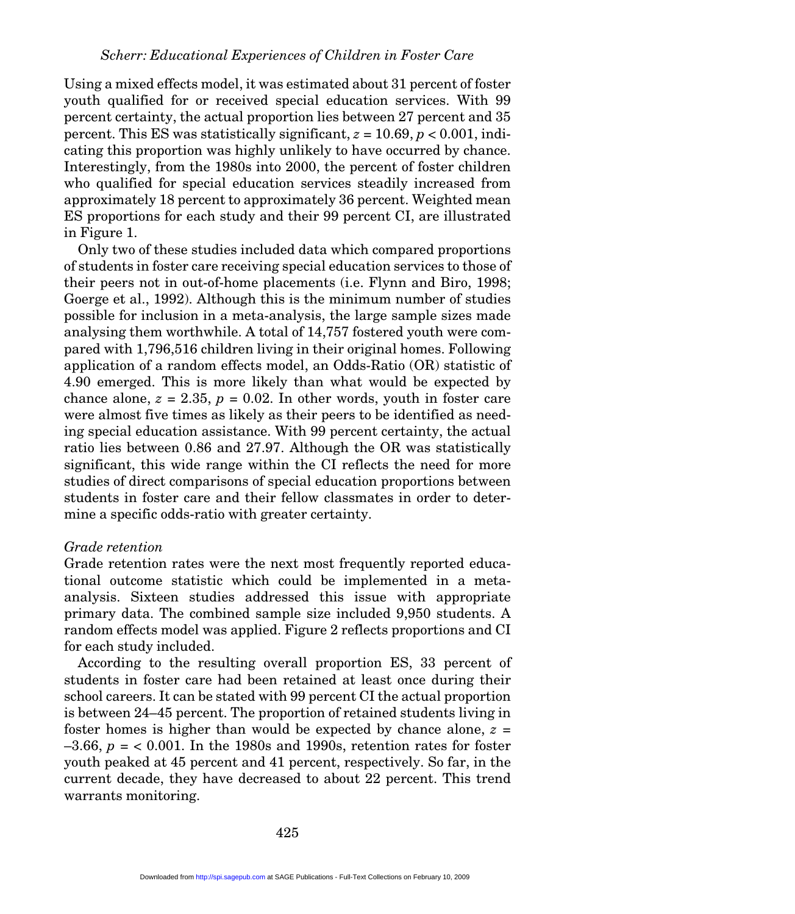Using a mixed effects model, it was estimated about 31 percent of foster youth qualified for or received special education services. With 99 percent certainty, the actual proportion lies between 27 percent and 35 percent. This ES was statistically significant, $z = 10.69$, $p < 0.001$, indicating this proportion was highly unlikely to have occurred by chance. Interestingly, from the 1980s into 2000, the percent of foster children who qualified for special education services steadily increased from approximately 18 percent to approximately 36 percent. Weighted mean ES proportions for each study and their 99 percent CI, are illustrated in Figure 1.

Only two of these studies included data which compared proportions of students in foster care receiving special education services to those of their peers not in out-of-home placements (i.e. Flynn and Biro, 1998; Goerge et al., 1992). Although this is the minimum number of studies possible for inclusion in a meta-analysis, the large sample sizes made analysing them worthwhile. A total of 14,757 fostered youth were compared with 1,796,516 children living in their original homes. Following application of a random effects model, an Odds-Ratio (OR) statistic of 4.90 emerged. This is more likely than what would be expected by chance alone, $z = 2.35$, $p = 0.02$. In other words, youth in foster care were almost five times as likely as their peers to be identified as needing special education assistance. With 99 percent certainty, the actual ratio lies between 0.86 and 27.97. Although the OR was statistically significant, this wide range within the CI reflects the need for more studies of direct comparisons of special education proportions between students in foster care and their fellow classmates in order to determine a specific odds-ratio with greater certainty.

*Grade retention*

Grade retention rates were the next most frequently reported educational outcome statistic which could be implemented in a meta-analysis. Sixteen studies addressed this issue with appropriate primary data. The combined sample size included 9,950 students. A random effects model was applied. Figure 2 reflects proportions and CI for each study included.

According to the resulting overall proportion ES, 33 percent of students in foster care had been retained at least once during their school careers. It can be stated with 99 percent CI the actual proportion is between 24–45 percent. The proportion of retained students living in foster homes is higher than would be expected by chance alone, $z = -3.66$, $p = < 0.001$. In the 1980s and 1990s, retention rates for foster youth peaked at 45 percent and 41 percent, respectively. So far, in the current decade, they have decreased to about 22 percent. This trend warrants monitoring.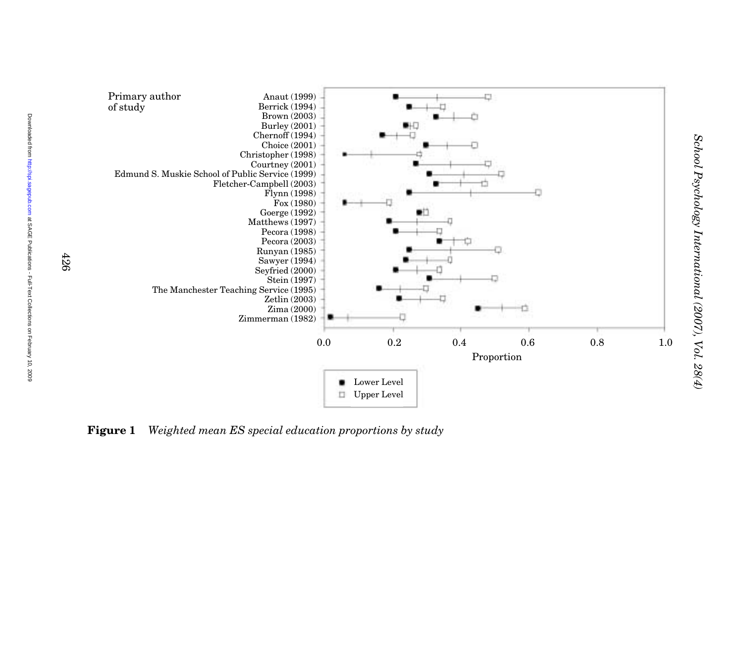Primary author of study

| Study |
|---|
| Anaut (1999) |
| Berrick (1994) |
| Brown (2003) |
| Burley (2001) |
| Chernoff (1994) |
| Choice (2001) |
| Christopher (1998) |
| Courtney (2001) |
| Edmund S. Muskie School of Public Service (1999) |
| Fletcher-Campbell (2003) |
| Flynn (1998) |
| Fox (1980) |
| Goerge (1992) |
| Matthews (1997) |
| Pecora (1998) |
| Pecora (2003) |
| Runyan (1985) |
| Sawyer (1994) |
| Seyfried (2000) |
| Stein (1997) |
| The Manchester Teaching Service (1995) |
| Zetlin (2003) |
| Zima (2000) |
| Zimmerman (1982) |

Proportion: 0.0, 0.2, 0.4, 0.6, 0.8, 1.0

■ Lower Level
□ Upper Level

**Figure 1** *Weighted mean ES special education proportions by study*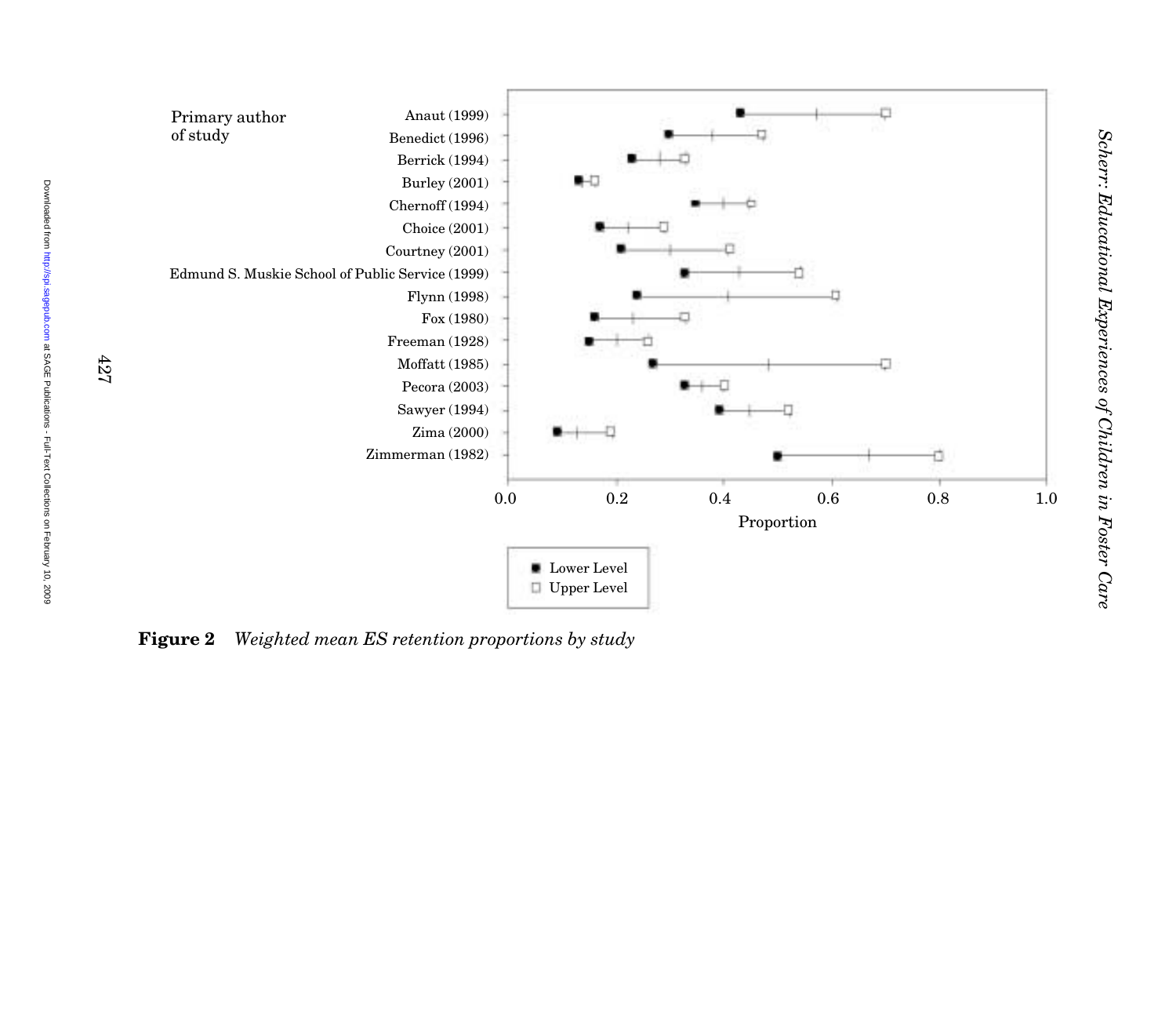| Primary author of study | Lower Level | Upper Level |
|---|---|---|
| Anaut (1999) | 0.43 | 0.70 |
| Benedict (1996) | 0.30 | 0.47 |
| Berrick (1994) | 0.23 | 0.33 |
| Burley (2001) | 0.13 | 0.16 |
| Chernoff (1994) | 0.35 | 0.45 |
| Choice (2001) | 0.17 | 0.29 |
| Courtney (2001) | 0.21 | 0.41 |
| Edmund S. Muskie School of Public Service (1999) | 0.33 | 0.54 |
| Flynn (1998) | 0.24 | 0.61 |
| Fox (1980) | 0.16 | 0.33 |
| Freeman (1928) | 0.15 | 0.26 |
| Moffatt (1985) | 0.27 | 0.70 |
| Pecora (2003) | 0.33 | 0.40 |
| Sawyer (1994) | 0.39 | 0.52 |
| Zima (2000) | 0.09 | 0.19 |
| Zimmerman (1982) | 0.50 | 0.80 |

Proportion (0.0–1.0); values approximate, read from the chart.

**Figure 2** *Weighted mean ES retention proportions by study*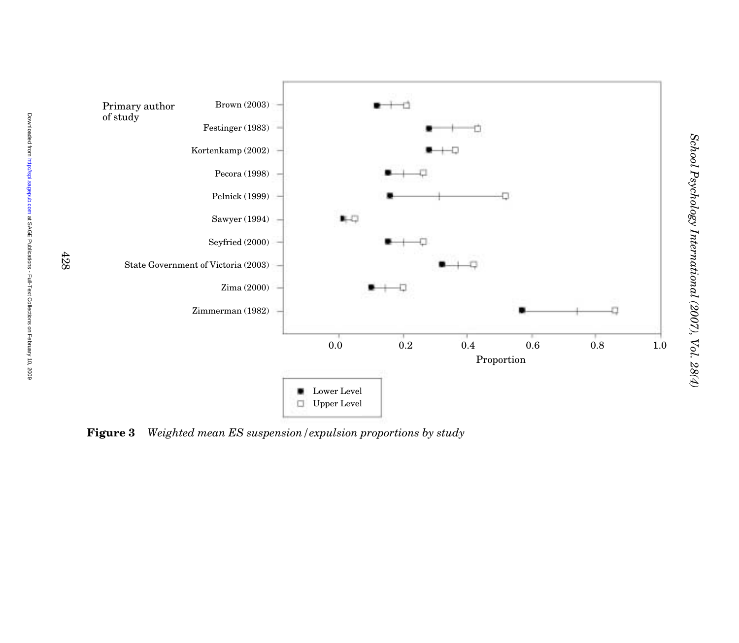Primary author of study

| Study | Lower Level | Upper Level |
|---|---|---|
| Brown (2003) | | |
| Festinger (1983) | | |
| Kortenkamp (2002) | | |
| Pecora (1998) | | |
| Pelnick (1999) | | |
| Sawyer (1994) | | |
| Seyfried (2000) | | |
| State Government of Victoria (2003) | | |
| Zima (2000) | | |
| Zimmerman (1982) | | |

Proportion: 0.0, 0.2, 0.4, 0.6, 0.8, 1.0

■ Lower Level
□ Upper Level

**Figure 3** *Weighted mean ES suspension/expulsion proportions by study*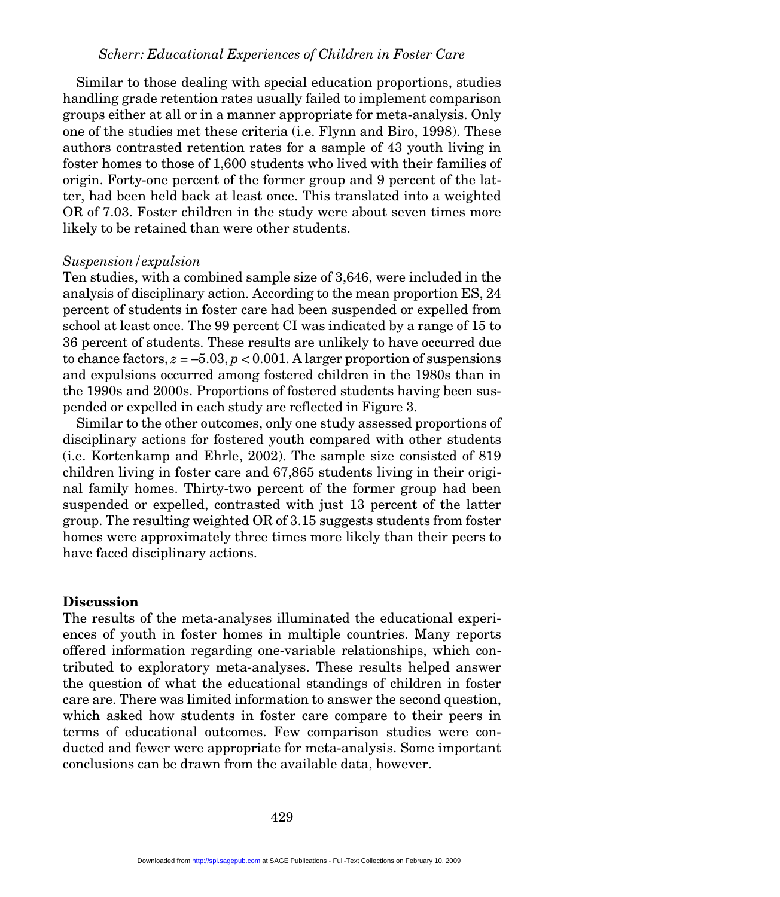Similar to those dealing with special education proportions, studies handling grade retention rates usually failed to implement comparison groups either at all or in a manner appropriate for meta-analysis. Only one of the studies met these criteria (i.e. Flynn and Biro, 1998). These authors contrasted retention rates for a sample of 43 youth living in foster homes to those of 1,600 students who lived with their families of origin. Forty-one percent of the former group and 9 percent of the latter, had been held back at least once. This translated into a weighted OR of 7.03. Foster children in the study were about seven times more likely to be retained than were other students.

*Suspension/expulsion*

Ten studies, with a combined sample size of 3,646, were included in the analysis of disciplinary action. According to the mean proportion ES, 24 percent of students in foster care had been suspended or expelled from school at least once. The 99 percent CI was indicated by a range of 15 to 36 percent of students. These results are unlikely to have occurred due to chance factors, $z = -5.03$, $p < 0.001$. A larger proportion of suspensions and expulsions occurred among fostered children in the 1980s than in the 1990s and 2000s. Proportions of fostered students having been suspended or expelled in each study are reflected in Figure 3.

Similar to the other outcomes, only one study assessed proportions of disciplinary actions for fostered youth compared with other students (i.e. Kortenkamp and Ehrle, 2002). The sample size consisted of 819 children living in foster care and 67,865 students living in their original family homes. Thirty-two percent of the former group had been suspended or expelled, contrasted with just 13 percent of the latter group. The resulting weighted OR of 3.15 suggests students from foster homes were approximately three times more likely than their peers to have faced disciplinary actions.

## Discussion

The results of the meta-analyses illuminated the educational experiences of youth in foster homes in multiple countries. Many reports offered information regarding one-variable relationships, which contributed to exploratory meta-analyses. These results helped answer the question of what the educational standings of children in foster care are. There was limited information to answer the second question, which asked how students in foster care compare to their peers in terms of educational outcomes. Few comparison studies were conducted and fewer were appropriate for meta-analysis. Some important conclusions can be drawn from the available data, however.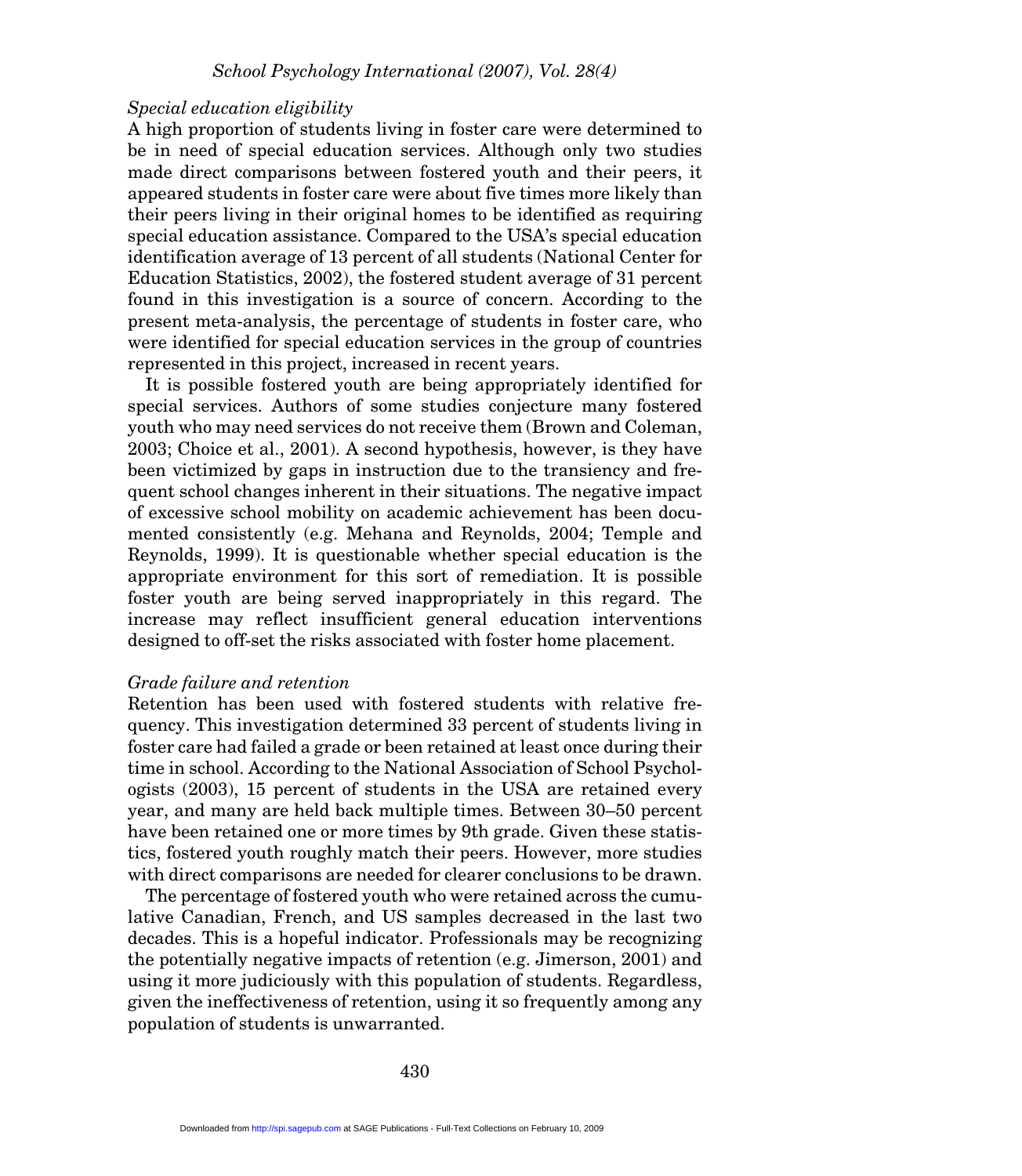### *Special education eligibility*

A high proportion of students living in foster care were determined to be in need of special education services. Although only two studies made direct comparisons between fostered youth and their peers, it appeared students in foster care were about five times more likely than their peers living in their original homes to be identified as requiring special education assistance. Compared to the USA's special education identification average of 13 percent of all students (National Center for Education Statistics, 2002), the fostered student average of 31 percent found in this investigation is a source of concern. According to the present meta-analysis, the percentage of students in foster care, who were identified for special education services in the group of countries represented in this project, increased in recent years.

It is possible fostered youth are being appropriately identified for special services. Authors of some studies conjecture many fostered youth who may need services do not receive them (Brown and Coleman, 2003; Choice et al., 2001). A second hypothesis, however, is they have been victimized by gaps in instruction due to the transiency and frequent school changes inherent in their situations. The negative impact of excessive school mobility on academic achievement has been documented consistently (e.g. Mehana and Reynolds, 2004; Temple and Reynolds, 1999). It is questionable whether special education is the appropriate environment for this sort of remediation. It is possible foster youth are being served inappropriately in this regard. The increase may reflect insufficient general education interventions designed to off-set the risks associated with foster home placement.

### *Grade failure and retention*

Retention has been used with fostered students with relative frequency. This investigation determined 33 percent of students living in foster care had failed a grade or been retained at least once during their time in school. According to the National Association of School Psychologists (2003), 15 percent of students in the USA are retained every year, and many are held back multiple times. Between 30–50 percent have been retained one or more times by 9th grade. Given these statistics, fostered youth roughly match their peers. However, more studies with direct comparisons are needed for clearer conclusions to be drawn.

The percentage of fostered youth who were retained across the cumulative Canadian, French, and US samples decreased in the last two decades. This is a hopeful indicator. Professionals may be recognizing the potentially negative impacts of retention (e.g. Jimerson, 2001) and using it more judiciously with this population of students. Regardless, given the ineffectiveness of retention, using it so frequently among any population of students is unwarranted.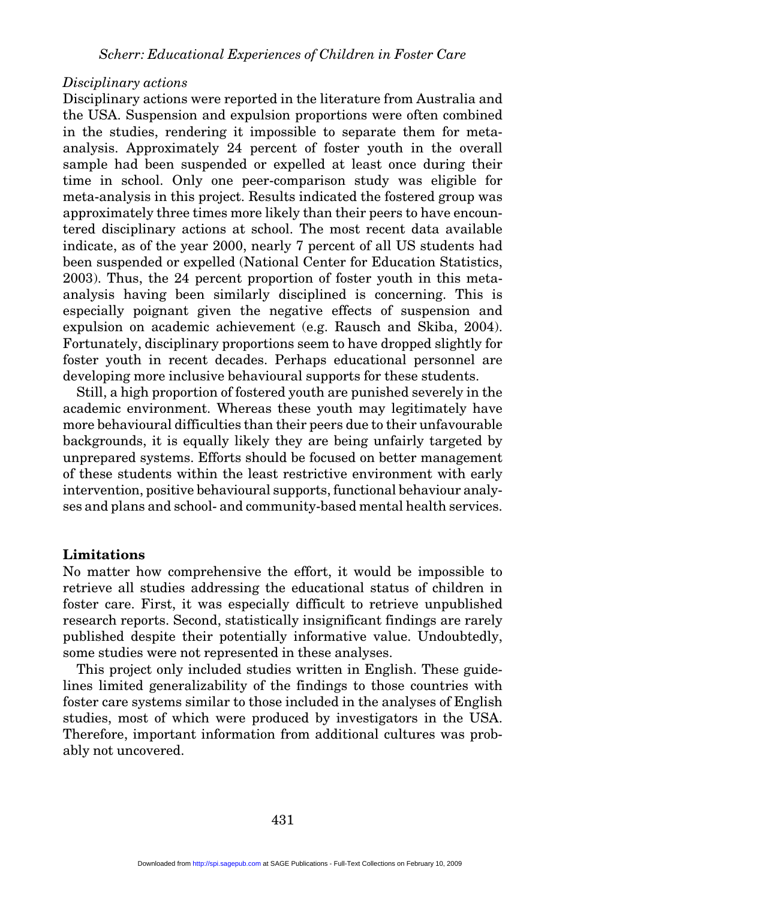*Disciplinary actions*

Disciplinary actions were reported in the literature from Australia and the USA. Suspension and expulsion proportions were often combined in the studies, rendering it impossible to separate them for meta-analysis. Approximately 24 percent of foster youth in the overall sample had been suspended or expelled at least once during their time in school. Only one peer-comparison study was eligible for meta-analysis in this project. Results indicated the fostered group was approximately three times more likely than their peers to have encountered disciplinary actions at school. The most recent data available indicate, as of the year 2000, nearly 7 percent of all US students had been suspended or expelled (National Center for Education Statistics, 2003). Thus, the 24 percent proportion of foster youth in this meta-analysis having been similarly disciplined is concerning. This is especially poignant given the negative effects of suspension and expulsion on academic achievement (e.g. Rausch and Skiba, 2004). Fortunately, disciplinary proportions seem to have dropped slightly for foster youth in recent decades. Perhaps educational personnel are developing more inclusive behavioural supports for these students.

Still, a high proportion of fostered youth are punished severely in the academic environment. Whereas these youth may legitimately have more behavioural difficulties than their peers due to their unfavourable backgrounds, it is equally likely they are being unfairly targeted by unprepared systems. Efforts should be focused on better management of these students within the least restrictive environment with early intervention, positive behavioural supports, functional behaviour analyses and plans and school- and community-based mental health services.

## Limitations

No matter how comprehensive the effort, it would be impossible to retrieve all studies addressing the educational status of children in foster care. First, it was especially difficult to retrieve unpublished research reports. Second, statistically insignificant findings are rarely published despite their potentially informative value. Undoubtedly, some studies were not represented in these analyses.

This project only included studies written in English. These guidelines limited generalizability of the findings to those countries with foster care systems similar to those included in the analyses of English studies, most of which were produced by investigators in the USA. Therefore, important information from additional cultures was probably not uncovered.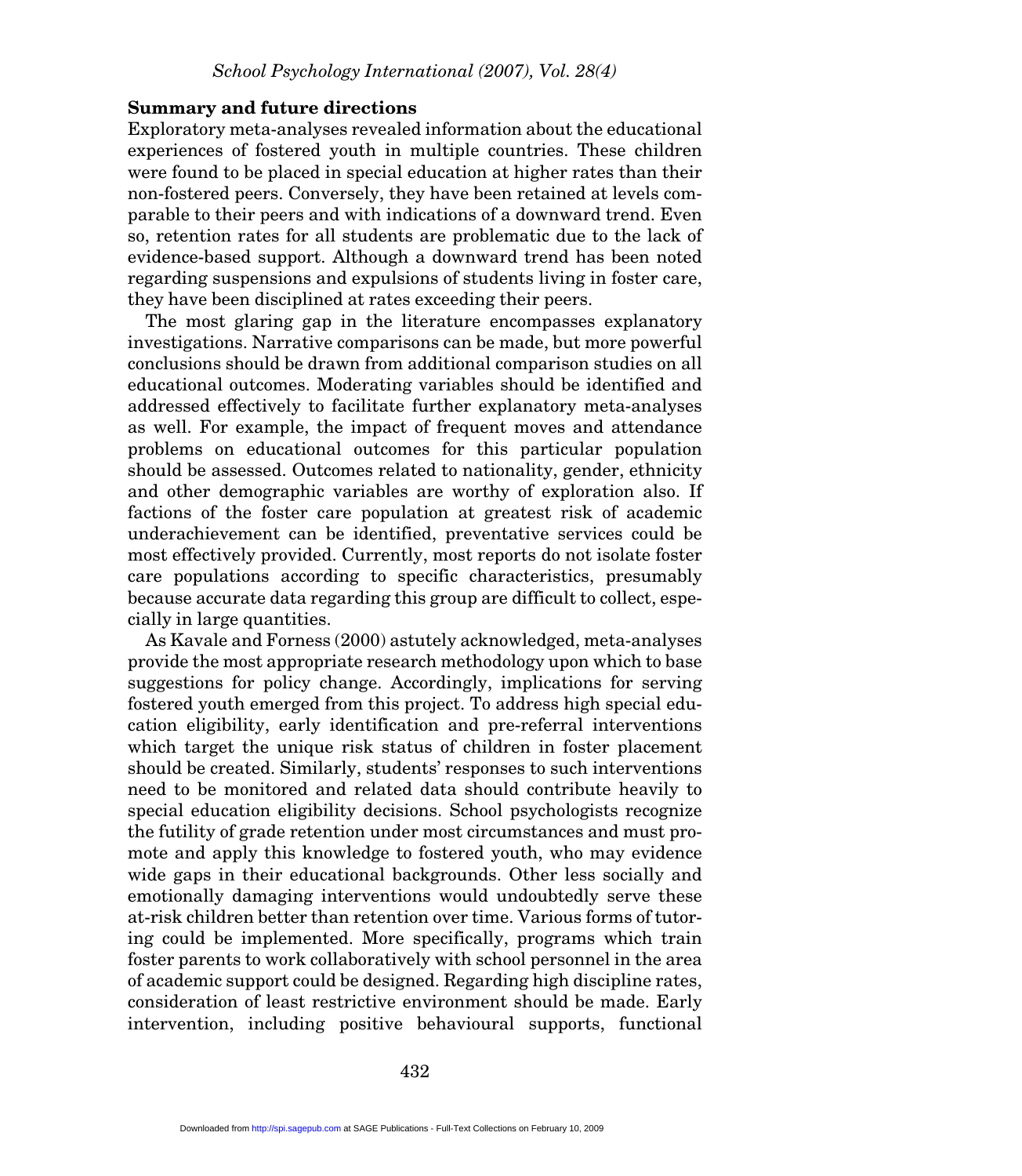## Summary and future directions

Exploratory meta-analyses revealed information about the educational experiences of fostered youth in multiple countries. These children were found to be placed in special education at higher rates than their non-fostered peers. Conversely, they have been retained at levels comparable to their peers and with indications of a downward trend. Even so, retention rates for all students are problematic due to the lack of evidence-based support. Although a downward trend has been noted regarding suspensions and expulsions of students living in foster care, they have been disciplined at rates exceeding their peers.

The most glaring gap in the literature encompasses explanatory investigations. Narrative comparisons can be made, but more powerful conclusions should be drawn from additional comparison studies on all educational outcomes. Moderating variables should be identified and addressed effectively to facilitate further explanatory meta-analyses as well. For example, the impact of frequent moves and attendance problems on educational outcomes for this particular population should be assessed. Outcomes related to nationality, gender, ethnicity and other demographic variables are worthy of exploration also. If factions of the foster care population at greatest risk of academic underachievement can be identified, preventative services could be most effectively provided. Currently, most reports do not isolate foster care populations according to specific characteristics, presumably because accurate data regarding this group are difficult to collect, especially in large quantities.

As Kavale and Forness (2000) astutely acknowledged, meta-analyses provide the most appropriate research methodology upon which to base suggestions for policy change. Accordingly, implications for serving fostered youth emerged from this project. To address high special education eligibility, early identification and pre-referral interventions which target the unique risk status of children in foster placement should be created. Similarly, students' responses to such interventions need to be monitored and related data should contribute heavily to special education eligibility decisions. School psychologists recognize the futility of grade retention under most circumstances and must promote and apply this knowledge to fostered youth, who may evidence wide gaps in their educational backgrounds. Other less socially and emotionally damaging interventions would undoubtedly serve these at-risk children better than retention over time. Various forms of tutoring could be implemented. More specifically, programs which train foster parents to work collaboratively with school personnel in the area of academic support could be designed. Regarding high discipline rates, consideration of least restrictive environment should be made. Early intervention, including positive behavioural supports, functional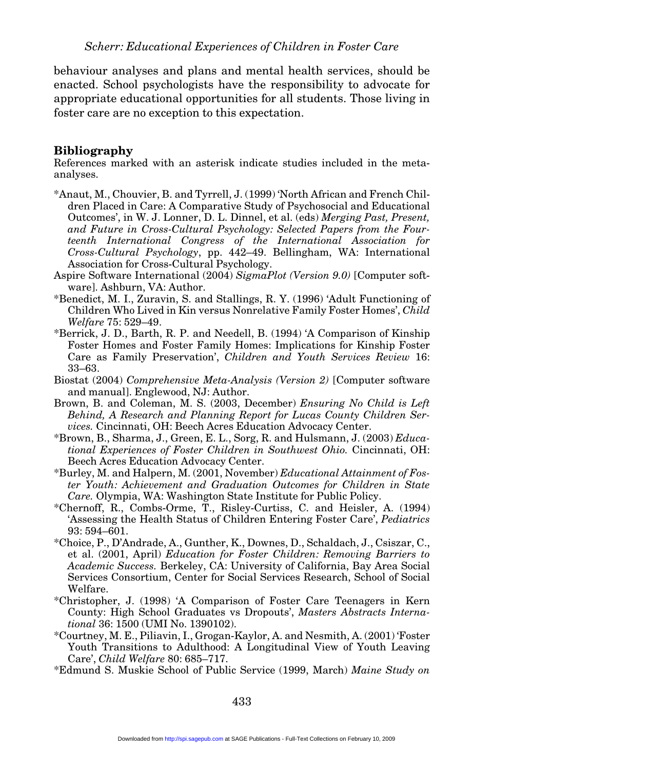behaviour analyses and plans and mental health services, should be enacted. School psychologists have the responsibility to advocate for appropriate educational opportunities for all students. Those living in foster care are no exception to this expectation.

## Bibliography

References marked with an asterisk indicate studies included in the meta-analyses.

*Anaut, M., Chouvier, B. and Tyrrell, J. (1999) 'North African and French Children Placed in Care: A Comparative Study of Psychosocial and Educational Outcomes', in W. J. Lonner, D. L. Dinnel, et al. (eds) *Merging Past, Present, and Future in Cross-Cultural Psychology: Selected Papers from the Fourteenth International Congress of the International Association for Cross-Cultural Psychology*, pp. 442–49. Bellingham, WA: International Association for Cross-Cultural Psychology.

Aspire Software International (2004) *SigmaPlot (Version 9.0)* [Computer software]. Ashburn, VA: Author.

*Benedict, M. I., Zuravin, S. and Stallings, R. Y. (1996) 'Adult Functioning of Children Who Lived in Kin versus Nonrelative Family Foster Homes', *Child Welfare* 75: 529–49.

*Berrick, J. D., Barth, R. P. and Needell, B. (1994) 'A Comparison of Kinship Foster Homes and Foster Family Homes: Implications for Kinship Foster Care as Family Preservation', *Children and Youth Services Review* 16: 33–63.

Biostat (2004) *Comprehensive Meta-Analysis (Version 2)* [Computer software and manual]. Englewood, NJ: Author.

Brown, B. and Coleman, M. S. (2003, December) *Ensuring No Child is Left Behind, A Research and Planning Report for Lucas County Children Services.* Cincinnati, OH: Beech Acres Education Advocacy Center.

*Brown, B., Sharma, J., Green, E. L., Sorg, R. and Hulsmann, J. (2003) *Educational Experiences of Foster Children in Southwest Ohio.* Cincinnati, OH: Beech Acres Education Advocacy Center.

*Burley, M. and Halpern, M. (2001, November) *Educational Attainment of Foster Youth: Achievement and Graduation Outcomes for Children in State Care.* Olympia, WA: Washington State Institute for Public Policy.

*Chernoff, R., Combs-Orme, T., Risley-Curtiss, C. and Heisler, A. (1994) 'Assessing the Health Status of Children Entering Foster Care', *Pediatrics* 93: 594–601.

*Choice, P., D'Andrade, A., Gunther, K., Downes, D., Schaldach, J., Csiszar, C., et al. (2001, April) *Education for Foster Children: Removing Barriers to Academic Success.* Berkeley, CA: University of California, Bay Area Social Services Consortium, Center for Social Services Research, School of Social Welfare.

*Christopher, J. (1998) 'A Comparison of Foster Care Teenagers in Kern County: High School Graduates vs Dropouts', *Masters Abstracts International* 36: 1500 (UMI No. 1390102).

*Courtney, M. E., Piliavin, I., Grogan-Kaylor, A. and Nesmith, A. (2001) 'Foster Youth Transitions to Adulthood: A Longitudinal View of Youth Leaving Care', *Child Welfare* 80: 685–717.

*Edmund S. Muskie School of Public Service (1999, March) *Maine Study on*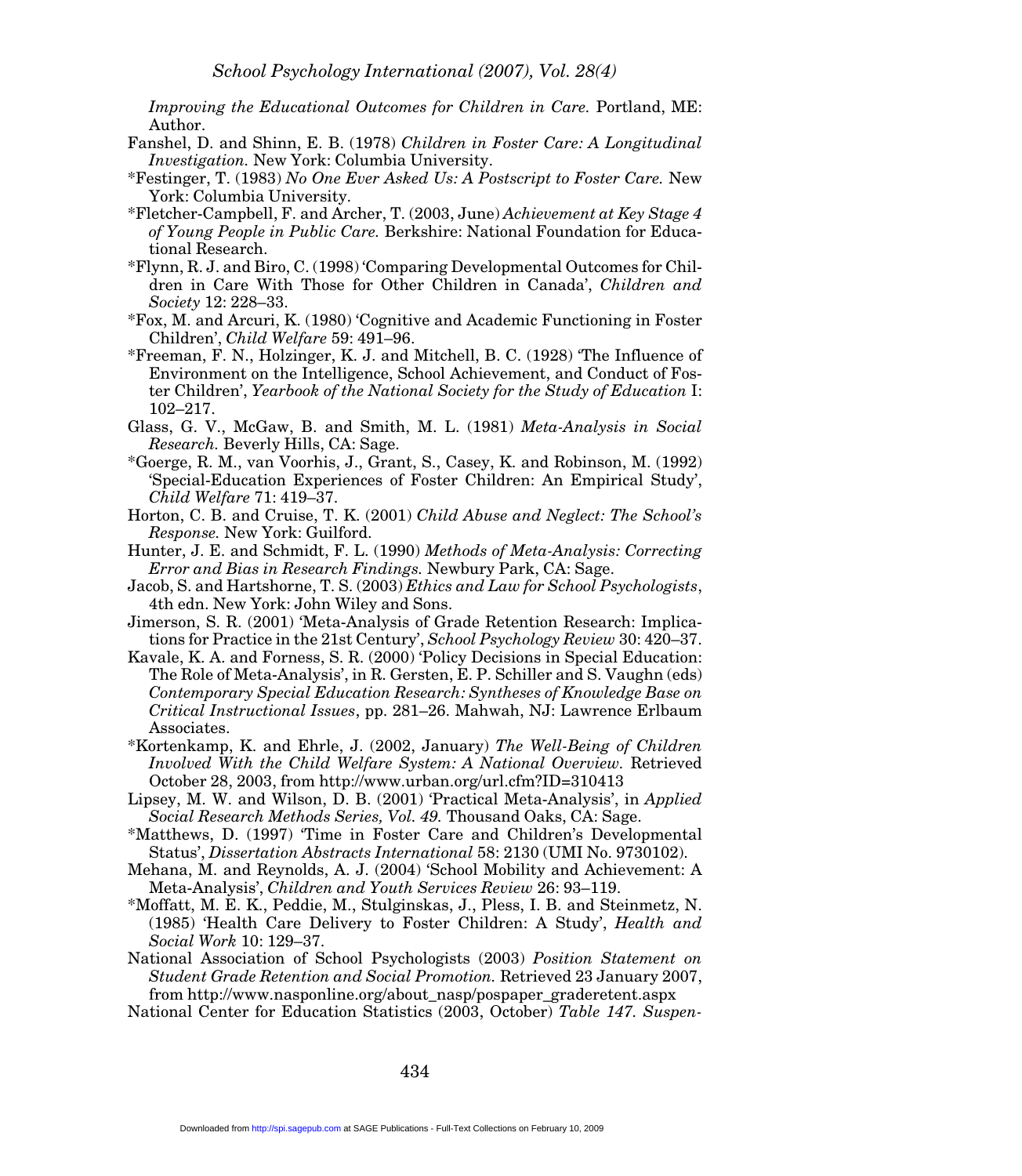*Improving the Educational Outcomes for Children in Care.* Portland, ME: Author.

Fanshel, D. and Shinn, E. B. (1978) *Children in Foster Care: A Longitudinal Investigation.* New York: Columbia University.

*Festinger, T. (1983) *No One Ever Asked Us: A Postscript to Foster Care.* New York: Columbia University.

*Fletcher-Campbell, F. and Archer, T. (2003, June) *Achievement at Key Stage 4 of Young People in Public Care.* Berkshire: National Foundation for Educational Research.

*Flynn, R. J. and Biro, C. (1998) 'Comparing Developmental Outcomes for Children in Care With Those for Other Children in Canada', *Children and Society* 12: 228–33.

*Fox, M. and Arcuri, K. (1980) 'Cognitive and Academic Functioning in Foster Children', *Child Welfare* 59: 491–96.

*Freeman, F. N., Holzinger, K. J. and Mitchell, B. C. (1928) 'The Influence of Environment on the Intelligence, School Achievement, and Conduct of Foster Children', *Yearbook of the National Society for the Study of Education* I: 102–217.

Glass, G. V., McGaw, B. and Smith, M. L. (1981) *Meta-Analysis in Social Research.* Beverly Hills, CA: Sage.

*Goerge, R. M., van Voorhis, J., Grant, S., Casey, K. and Robinson, M. (1992) 'Special-Education Experiences of Foster Children: An Empirical Study', *Child Welfare* 71: 419–37.

Horton, C. B. and Cruise, T. K. (2001) *Child Abuse and Neglect: The School's Response.* New York: Guilford.

Hunter, J. E. and Schmidt, F. L. (1990) *Methods of Meta-Analysis: Correcting Error and Bias in Research Findings.* Newbury Park, CA: Sage.

Jacob, S. and Hartshorne, T. S. (2003) *Ethics and Law for School Psychologists*, 4th edn. New York: John Wiley and Sons.

Jimerson, S. R. (2001) 'Meta-Analysis of Grade Retention Research: Implications for Practice in the 21st Century', *School Psychology Review* 30: 420–37.

Kavale, K. A. and Forness, S. R. (2000) 'Policy Decisions in Special Education: The Role of Meta-Analysis', in R. Gersten, E. P. Schiller and S. Vaughn (eds) *Contemporary Special Education Research: Syntheses of Knowledge Base on Critical Instructional Issues*, pp. 281–26. Mahwah, NJ: Lawrence Erlbaum Associates.

*Kortenkamp, K. and Ehrle, J. (2002, January) *The Well-Being of Children Involved With the Child Welfare System: A National Overview.* Retrieved October 28, 2003, from http://www.urban.org/url.cfm?ID=310413

Lipsey, M. W. and Wilson, D. B. (2001) 'Practical Meta-Analysis', in *Applied Social Research Methods Series, Vol. 49.* Thousand Oaks, CA: Sage.

*Matthews, D. (1997) 'Time in Foster Care and Children's Developmental Status', *Dissertation Abstracts International* 58: 2130 (UMI No. 9730102).

Mehana, M. and Reynolds, A. J. (2004) 'School Mobility and Achievement: A Meta-Analysis', *Children and Youth Services Review* 26: 93–119.

*Moffatt, M. E. K., Peddie, M., Stulginskas, J., Pless, I. B. and Steinmetz, N. (1985) 'Health Care Delivery to Foster Children: A Study', *Health and Social Work* 10: 129–37.

National Association of School Psychologists (2003) *Position Statement on Student Grade Retention and Social Promotion.* Retrieved 23 January 2007, from http://www.nasponline.org/about_nasp/pospaper_graderetent.aspx

National Center for Education Statistics (2003, October) *Table 147. Suspen-*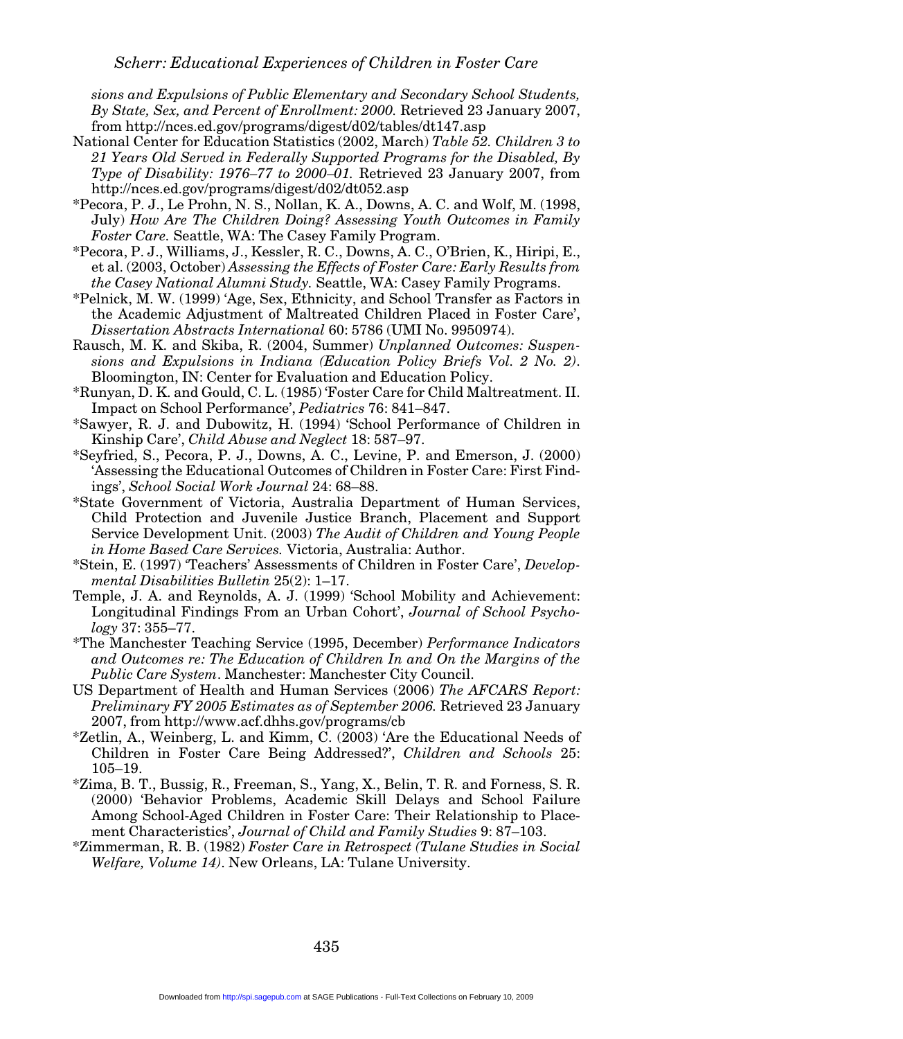*sions and Expulsions of Public Elementary and Secondary School Students, By State, Sex, and Percent of Enrollment: 2000.* Retrieved 23 January 2007, from http://nces.ed.gov/programs/digest/d02/tables/dt147.asp

National Center for Education Statistics (2002, March) *Table 52. Children 3 to 21 Years Old Served in Federally Supported Programs for the Disabled, By Type of Disability: 1976–77 to 2000–01.* Retrieved 23 January 2007, from http://nces.ed.gov/programs/digest/d02/dt052.asp

*Pecora, P. J., Le Prohn, N. S., Nollan, K. A., Downs, A. C. and Wolf, M. (1998, July) *How Are The Children Doing? Assessing Youth Outcomes in Family Foster Care.* Seattle, WA: The Casey Family Program.

*Pecora, P. J., Williams, J., Kessler, R. C., Downs, A. C., O'Brien, K., Hiripi, E., et al. (2003, October) *Assessing the Effects of Foster Care: Early Results from the Casey National Alumni Study.* Seattle, WA: Casey Family Programs.

*Pelnick, M. W. (1999) 'Age, Sex, Ethnicity, and School Transfer as Factors in the Academic Adjustment of Maltreated Children Placed in Foster Care', *Dissertation Abstracts International* 60: 5786 (UMI No. 9950974).

Rausch, M. K. and Skiba, R. (2004, Summer) *Unplanned Outcomes: Suspensions and Expulsions in Indiana (Education Policy Briefs Vol. 2 No. 2)*. Bloomington, IN: Center for Evaluation and Education Policy.

*Runyan, D. K. and Gould, C. L. (1985) 'Foster Care for Child Maltreatment. II. Impact on School Performance', *Pediatrics* 76: 841–847.

*Sawyer, R. J. and Dubowitz, H. (1994) 'School Performance of Children in Kinship Care', *Child Abuse and Neglect* 18: 587–97.

*Seyfried, S., Pecora, P. J., Downs, A. C., Levine, P. and Emerson, J. (2000) 'Assessing the Educational Outcomes of Children in Foster Care: First Findings', *School Social Work Journal* 24: 68–88.

*State Government of Victoria, Australia Department of Human Services, Child Protection and Juvenile Justice Branch, Placement and Support Service Development Unit. (2003) *The Audit of Children and Young People in Home Based Care Services.* Victoria, Australia: Author.

*Stein, E. (1997) 'Teachers' Assessments of Children in Foster Care', *Developmental Disabilities Bulletin* 25(2): 1–17.

Temple, J. A. and Reynolds, A. J. (1999) 'School Mobility and Achievement: Longitudinal Findings From an Urban Cohort', *Journal of School Psychology* 37: 355–77.

*The Manchester Teaching Service (1995, December) *Performance Indicators and Outcomes re: The Education of Children In and On the Margins of the Public Care System*. Manchester: Manchester City Council.

US Department of Health and Human Services (2006) *The AFCARS Report: Preliminary FY 2005 Estimates as of September 2006.* Retrieved 23 January 2007, from http://www.acf.dhhs.gov/programs/cb

*Zetlin, A., Weinberg, L. and Kimm, C. (2003) 'Are the Educational Needs of Children in Foster Care Being Addressed?', *Children and Schools* 25: 105–19.

*Zima, B. T., Bussig, R., Freeman, S., Yang, X., Belin, T. R. and Forness, S. R. (2000) 'Behavior Problems, Academic Skill Delays and School Failure Among School-Aged Children in Foster Care: Their Relationship to Placement Characteristics', *Journal of Child and Family Studies* 9: 87–103.

*Zimmerman, R. B. (1982) *Foster Care in Retrospect (Tulane Studies in Social Welfare, Volume 14)*. New Orleans, LA: Tulane University.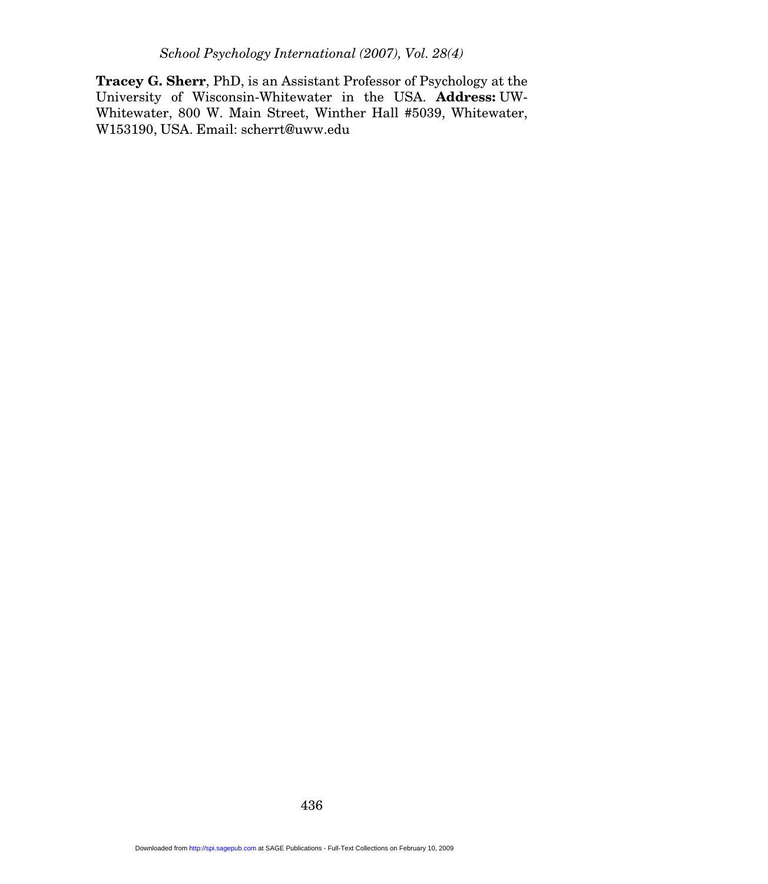**Tracey G. Sherr**, PhD, is an Assistant Professor of Psychology at the University of Wisconsin-Whitewater in the USA. **Address:** UW-Whitewater, 800 W. Main Street, Winther Hall #5039, Whitewater, W153190, USA. Email: scherrt@uww.edu